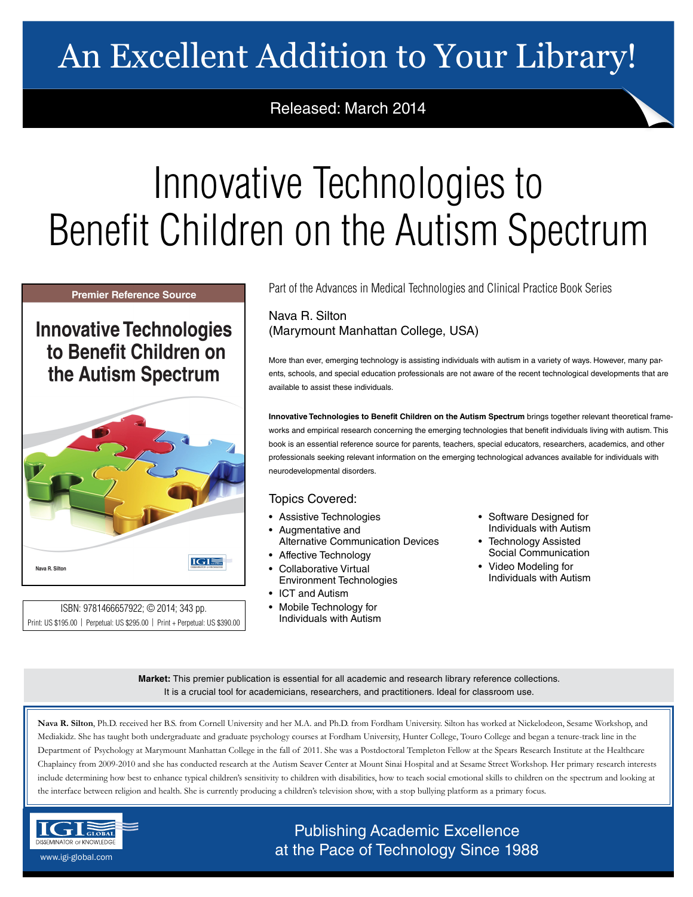# An Excellent Addition to Your Library!

Released: March 2014

# Innovative Technologies to Benefit Children on the Autism Spectrum

Premier Reference Source

**Innovative Technologies to Benefit Children on the Autism Spectrum**

Nava R. Silton

ISBN: 9781466657922; © 2014; 343 pp.

Print: US $195.00 | Perpetual: US $295.00 | Print + Perpetual: US $390.00

Part of the Advances in Medical Technologies and Clinical Practice Book Series

Nava R. Silton
(Marymount Manhattan College, USA)

More than ever, emerging technology is assisting individuals with autism in a variety of ways. However, many parents, schools, and special education professionals are not aware of the recent technological developments that are available to assist these individuals.

**Innovative Technologies to Benefit Children on the Autism Spectrum** brings together relevant theoretical frameworks and empirical research concerning the emerging technologies that benefit individuals living with autism. This book is an essential reference source for parents, teachers, special educators, researchers, academics, and other professionals seeking relevant information on the emerging technological advances available for individuals with neurodevelopmental disorders.

## Topics Covered:

- Assistive Technologies
- Augmentative and Alternative Communication Devices
- Affective Technology
- Collaborative Virtual Environment Technologies
- ICT and Autism
- Mobile Technology for Individuals with Autism
- Software Designed for Individuals with Autism
- Technology Assisted Social Communication
- Video Modeling for Individuals with Autism

**Market:** This premier publication is essential for all academic and research library reference collections. It is a crucial tool for academicians, researchers, and practitioners. Ideal for classroom use.

**Nava R. Silton**, Ph.D. received her B.S. from Cornell University and her M.A. and Ph.D. from Fordham University. Silton has worked at Nickelodeon, Sesame Workshop, and Mediakidz. She has taught both undergraduate and graduate psychology courses at Fordham University, Hunter College, Touro College and began a tenure-track line in the Department of Psychology at Marymount Manhattan College in the fall of 2011. She was a Postdoctoral Templeton Fellow at the Spears Research Institute at the Healthcare Chaplaincy from 2009-2010 and she has conducted research at the Autism Seaver Center at Mount Sinai Hospital and at Sesame Street Workshop. Her primary research interests include determining how best to enhance typical children's sensitivity to children with disabilities, how to teach social emotional skills to children on the spectrum and looking at the interface between religion and health. She is currently producing a children's television show, with a stop bullying platform as a primary focus.

IGI Global — Disseminator of Knowledge

www.igi-global.com

Publishing Academic Excellence at the Pace of Technology Since 1988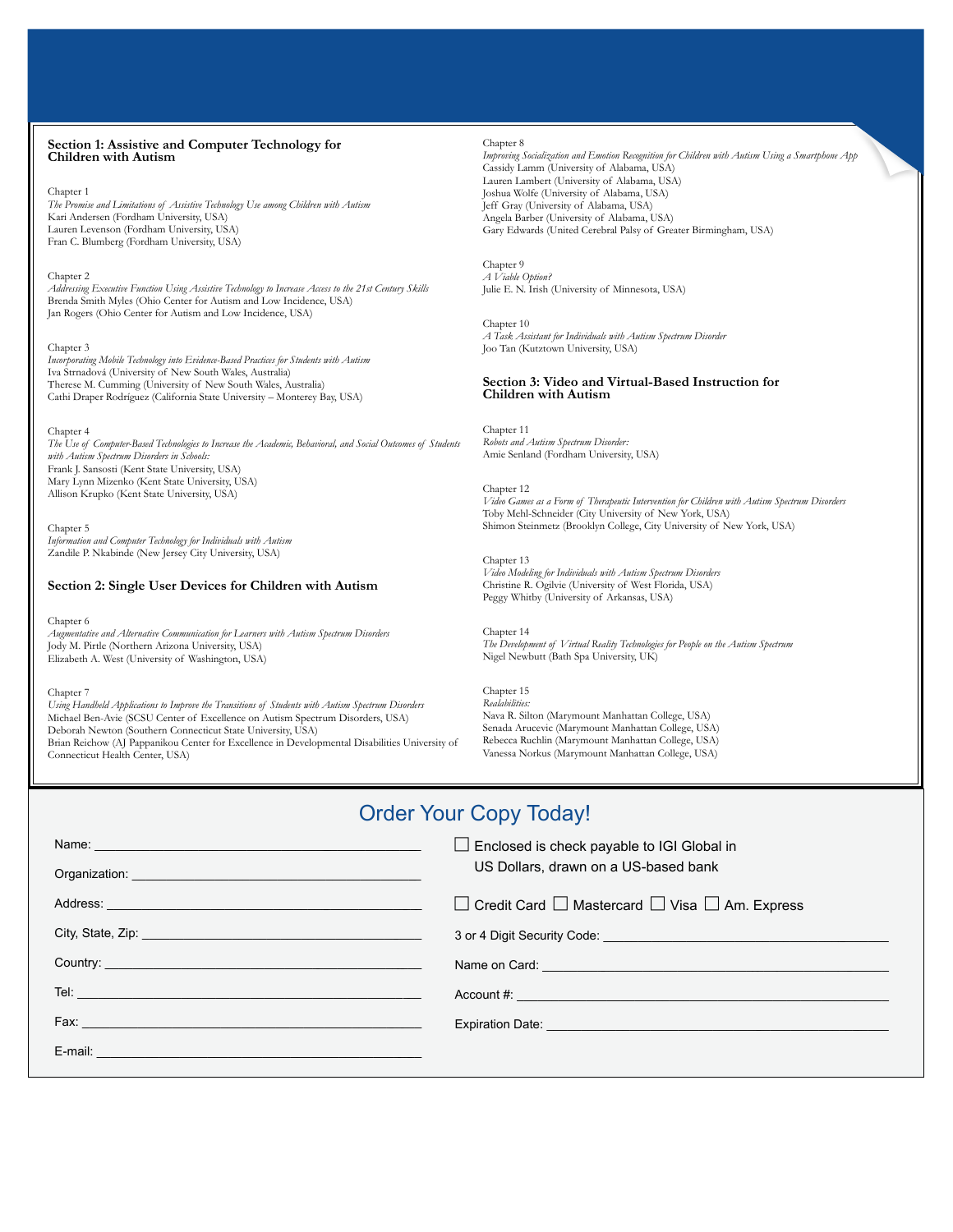## Section 1: Assistive and Computer Technology for Children with Autism

Chapter 1
*The Promise and Limitations of Assistive Technology Use among Children with Autism*
Kari Andersen (Fordham University, USA)
Lauren Levenson (Fordham University, USA)
Fran C. Blumberg (Fordham University, USA)

Chapter 2
*Addressing Executive Function Using Assistive Technology to Increase Access to the 21st Century Skills*
Brenda Smith Myles (Ohio Center for Autism and Low Incidence, USA)
Jan Rogers (Ohio Center for Autism and Low Incidence, USA)

Chapter 3
*Incorporating Mobile Technology into Evidence-Based Practices for Students with Autism*
Iva Strnadová (University of New South Wales, Australia)
Therese M. Cumming (University of New South Wales, Australia)
Cathi Draper Rodríguez (California State University – Monterey Bay, USA)

Chapter 4
*The Use of Computer-Based Technologies to Increase the Academic, Behavioral, and Social Outcomes of Students with Autism Spectrum Disorders in Schools:*
Frank J. Sansosti (Kent State University, USA)
Mary Lynn Mizenko (Kent State University, USA)
Allison Krupko (Kent State University, USA)

Chapter 5
*Information and Computer Technology for Individuals with Autism*
Zandile P. Nkabinde (New Jersey City University, USA)

## Section 2: Single User Devices for Children with Autism

Chapter 6
*Augmentative and Alternative Communication for Learners with Autism Spectrum Disorders*
Jody M. Pirtle (Northern Arizona University, USA)
Elizabeth A. West (University of Washington, USA)

Chapter 7
*Using Handheld Applications to Improve the Transitions of Students with Autism Spectrum Disorders*
Michael Ben-Avie (SCSU Center of Excellence on Autism Spectrum Disorders, USA)
Deborah Newton (Southern Connecticut State University, USA)
Brian Reichow (AJ Pappanikou Center for Excellence in Developmental Disabilities University of Connecticut Health Center, USA)

Chapter 8
*Improving Socialization and Emotion Recognition for Children with Autism Using a Smartphone App*
Cassidy Lamm (University of Alabama, USA)
Lauren Lambert (University of Alabama, USA)
Joshua Wolfe (University of Alabama, USA)
Jeff Gray (University of Alabama, USA)
Angela Barber (University of Alabama, USA)
Gary Edwards (United Cerebral Palsy of Greater Birmingham, USA)

Chapter 9
*A Viable Option?*
Julie E. N. Irish (University of Minnesota, USA)

Chapter 10
*A Task Assistant for Individuals with Autism Spectrum Disorder*
Joo Tan (Kutztown University, USA)

## Section 3: Video and Virtual-Based Instruction for Children with Autism

Chapter 11
*Robots and Autism Spectrum Disorder:*
Amie Senland (Fordham University, USA)

Chapter 12
*Video Games as a Form of Therapeutic Intervention for Children with Autism Spectrum Disorders*
Toby Mehl-Schneider (City University of New York, USA)
Shimon Steinmetz (Brooklyn College, City University of New York, USA)

Chapter 13
*Video Modeling for Individuals with Autism Spectrum Disorders*
Christine R. Ogilvie (University of West Florida, USA)
Peggy Whitby (University of Arkansas, USA)

Chapter 14
*The Development of Virtual Reality Technologies for People on the Autism Spectrum*
Nigel Newbutt (Bath Spa University, UK)

Chapter 15
*Realabilities:*
Nava R. Silton (Marymount Manhattan College, USA)
Senada Arucevic (Marymount Manhattan College, USA)
Rebecca Ruchlin (Marymount Manhattan College, USA)
Vanessa Norkus (Marymount Manhattan College, USA)

## Order Your Copy Today!

Name: ______________________________

Organization: ______________________________

Address: ______________________________

City, State, Zip: ______________________________

Country: ______________________________

Tel: ______________________________

Fax: ______________________________

E-mail: ______________________________

☐ Enclosed is check payable to IGI Global in US Dollars, drawn on a US-based bank

☐ Credit Card ☐ Mastercard ☐ Visa ☐ Am. Express

3 or 4 Digit Security Code: ______________________________

Name on Card: ______________________________

Account #: ______________________________

Expiration Date: ______________________________